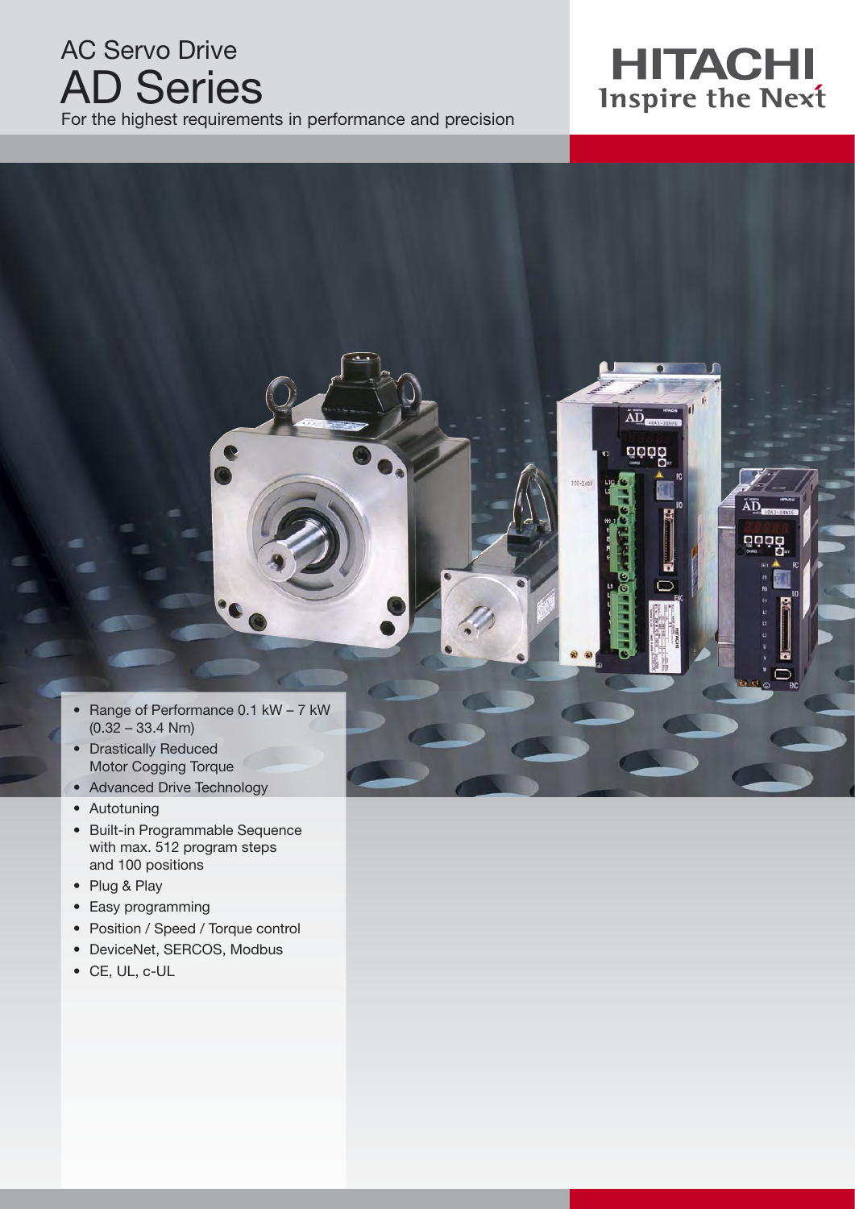AC Servo Drive

# AD Series

For the highest requirements in performance and precision

HITACHI
Inspire the Next

- Range of Performance 0.1 kW – 7 kW (0.32 – 33.4 Nm)
- Drastically Reduced Motor Cogging Torque
- Advanced Drive Technology
- Autotuning
- Built-in Programmable Sequence with max. 512 program steps and 100 positions
- Plug & Play
- Easy programming
- Position / Speed / Torque control
- DeviceNet, SERCOS, Modbus
- CE, UL, c-UL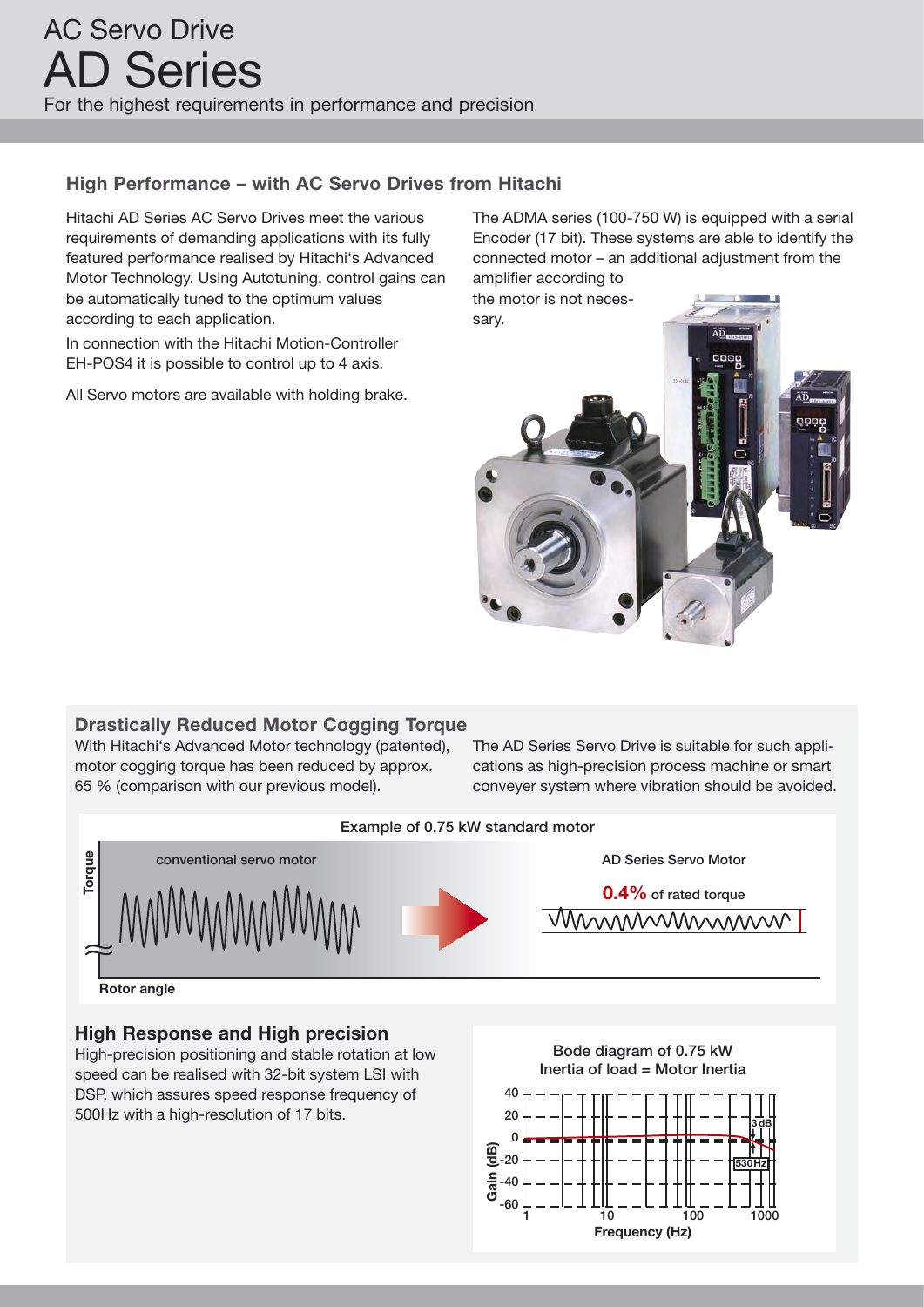# AC Servo Drive
# AD Series

For the highest requirements in performance and precision

## High Performance – with AC Servo Drives from Hitachi

Hitachi AD Series AC Servo Drives meet the various requirements of demanding applications with its fully featured performance realised by Hitachi's Advanced Motor Technology. Using Autotuning, control gains can be automatically tuned to the optimum values according to each application.

In connection with the Hitachi Motion-Controller EH-POS4 it is possible to control up to 4 axis.

All Servo motors are available with holding brake.

The ADMA series (100-750 W) is equipped with a serial Encoder (17 bit). These systems are able to identify the connected motor – an additional adjustment from the amplifier according to the motor is not necessary.

## Drastically Reduced Motor Cogging Torque

With Hitachi's Advanced Motor technology (patented), motor cogging torque has been reduced by approx. 65 % (comparison with our previous model).

The AD Series Servo Drive is suitable for such applications as high-precision process machine or smart conveyer system where vibration should be avoided.

Example of 0.75 kW standard motor

conventional servo motor — AD Series Servo Motor: **0.4%** of rated torque

Torque / Rotor angle

## High Response and High precision

High-precision positioning and stable rotation at low speed can be realised with 32-bit system LSI with DSP, which assures speed response frequency of 500Hz with a high-resolution of 17 bits.

Bode diagram of 0.75 kW
Inertia of load = Motor Inertia

Gain (dB) / Frequency (Hz) — 3 dB, 530 Hz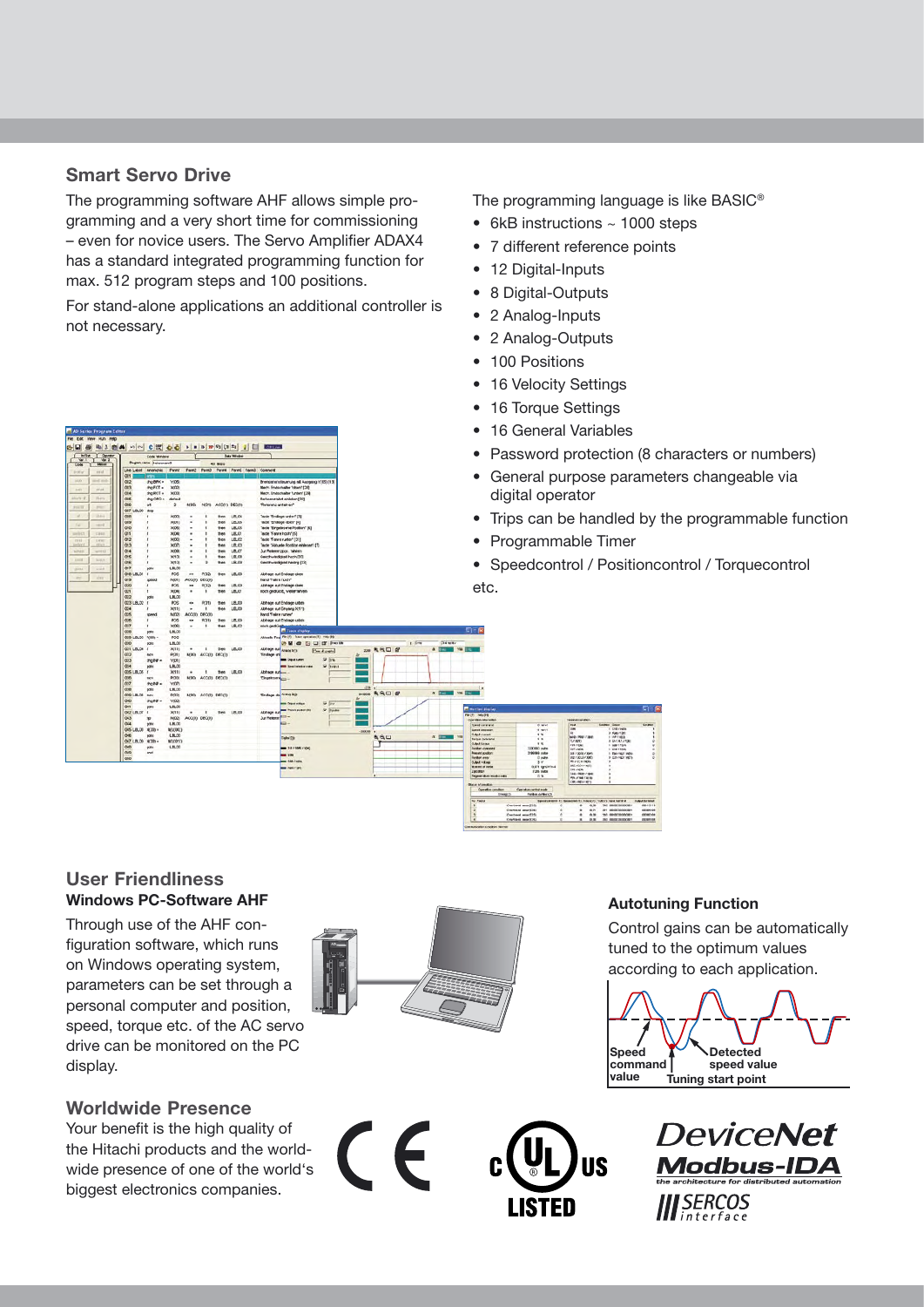## Smart Servo Drive

The programming software AHF allows simple programming and a very short time for commissioning – even for novice users. The Servo Amplifier ADAX4 has a standard integrated programming function for max. 512 program steps and 100 positions.

For stand-alone applications an additional controller is not necessary.

The programming language is like BASIC®

- 6kB instructions ~ 1000 steps
- 7 different reference points
- 12 Digital-Inputs
- 8 Digital-Outputs
- 2 Analog-Inputs
- 2 Analog-Outputs
- 100 Positions
- 16 Velocity Settings
- 16 Torque Settings
- 16 General Variables
- Password protection (8 characters or numbers)
- General purpose parameters changeable via digital operator
- Trips can be handled by the programmable function
- Programmable Timer
- Speedcontrol / Positioncontrol / Torquecontrol

etc.

## User Friendliness

### Windows PC-Software AHF

Through use of the AHF configuration software, which runs on Windows operating system, parameters can be set through a personal computer and position, speed, torque etc. of the AC servo drive can be monitored on the PC display.

### Autotuning Function

Control gains can be automatically tuned to the optimum values according to each application.

Speed command value

Detected speed value

Tuning start point

## Worldwide Presence

Your benefit is the high quality of the Hitachi products and the worldwide presence of one of the world's biggest electronics companies.

CE

c UL us LISTED

DeviceNet

Modbus-IDA
the architecture for distributed automation

SERCOS interface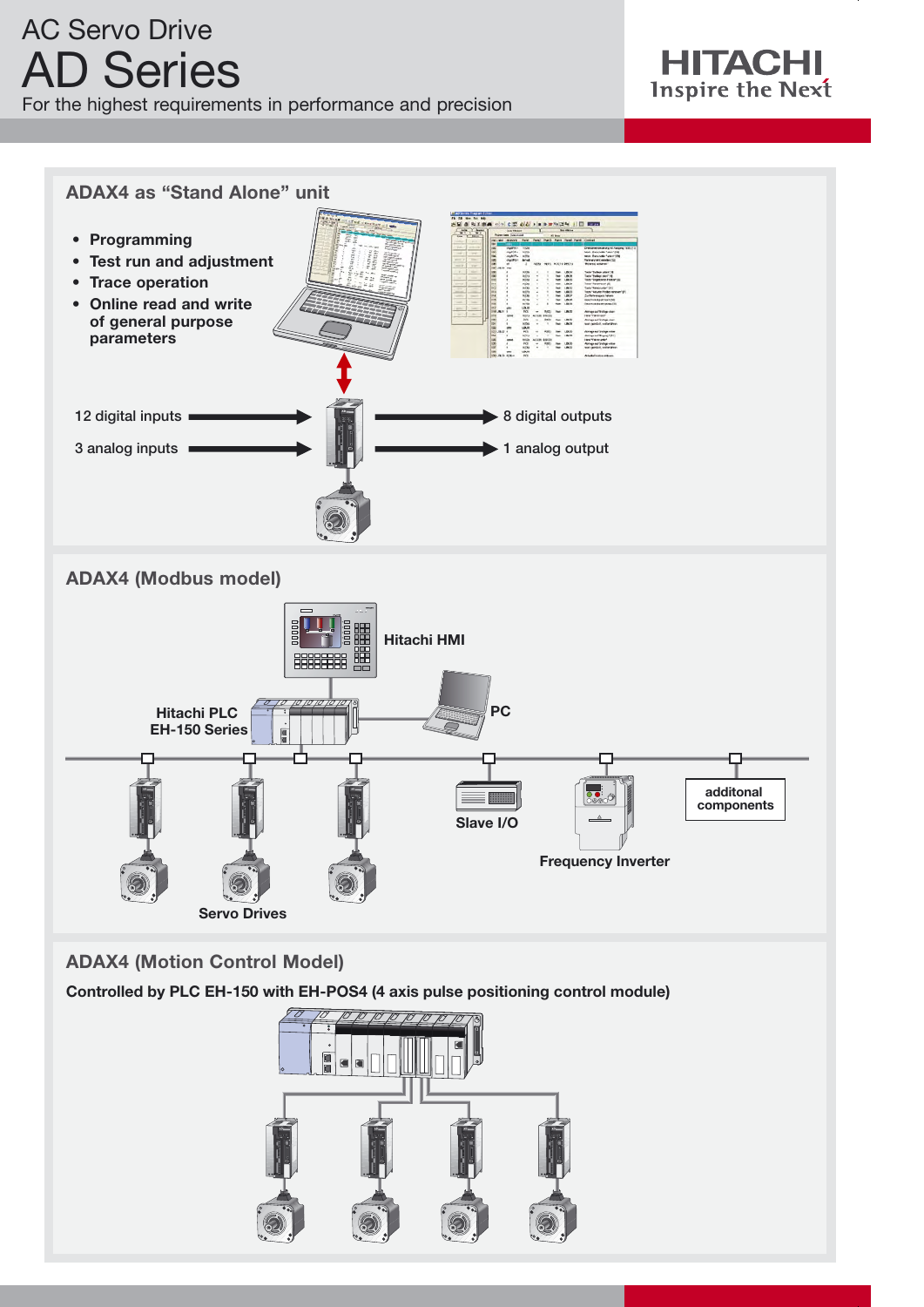AC Servo Drive

# AD Series

For the highest requirements in performance and precision

HITACHI
Inspire the Next

## ADAX4 as "Stand Alone" unit

- Programming
- Test run and adjustment
- Trace operation
- Online read and write of general purpose parameters

12 digital inputs

3 analog inputs

8 digital outputs

1 analog output

## ADAX4 (Modbus model)

Hitachi HMI

Hitachi PLC EH-150 Series

PC

Slave I/O

Frequency Inverter

additonal components

Servo Drives

## ADAX4 (Motion Control Model)

**Controlled by PLC EH-150 with EH-POS4 (4 axis pulse positioning control module)**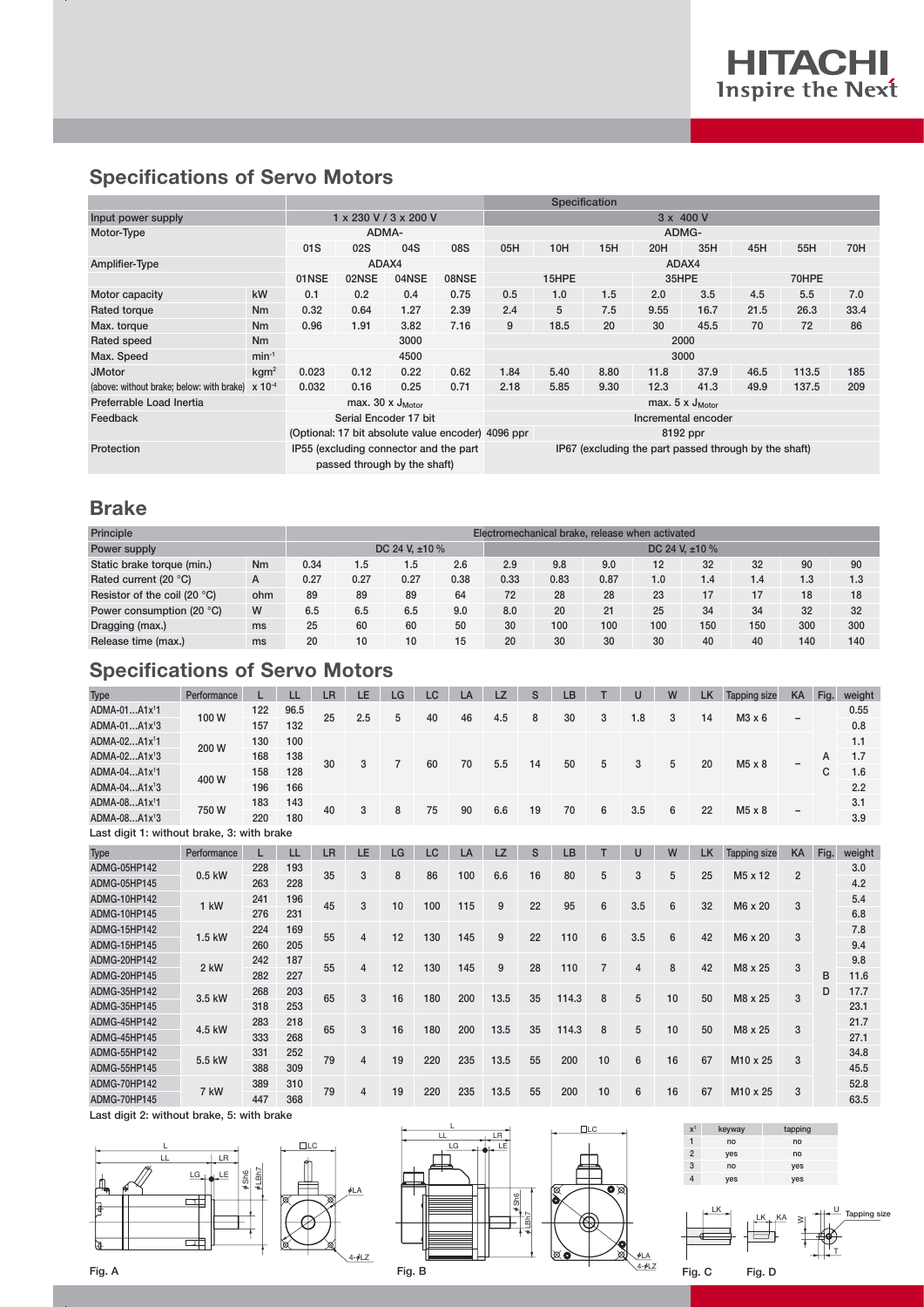## Specifications of Servo Motors

| | | Specification | | | | | | | | | | | |
|---|---|---|---|---|---|---|---|---|---|---|---|---|---|
| Input power supply | | 1 x 230 V / 3 x 200 V | | | | 3 x 400 V | | | | | | | |
| Motor-Type | | ADMA- | | | | ADMG- | | | | | | | |
| | | 01S | 02S | 04S | 08S | 05H | 10H | 15H | 20H | 35H | 45H | 55H | 70H |
| Amplifier-Type | | ADAX4 | | | | ADAX4 | | | | | | | |
| | | 01NSE | 02NSE | 04NSE | 08NSE | 15HPE | | | 35HPE | | 70HPE | | |
| Motor capacity | kW | 0.1 | 0.2 | 0.4 | 0.75 | 0.5 | 1.0 | 1.5 | 2.0 | 3.5 | 4.5 | 5.5 | 7.0 |
| Rated torque | Nm | 0.32 | 0.64 | 1.27 | 2.39 | 2.4 | 5 | 7.5 | 9.55 | 16.7 | 21.5 | 26.3 | 33.4 |
| Max. torque | Nm | 0.96 | 1.91 | 3.82 | 7.16 | 9 | 18.5 | 20 | 30 | 45.5 | 70 | 72 | 86 |
| Rated speed | Nm | 3000 | | | | 2000 | | | | | | | |
| Max. Speed | $min^{-1}$ | 4500 | | | | 3000 | | | | | | | |
| JMotor | $kgm^2$ | 0.023 | 0.12 | 0.22 | 0.62 | 1.84 | 5.40 | 8.80 | 11.8 | 37.9 | 46.5 | 113.5 | 185 |
| (above: without brake; below: with brake) | $x 10^{-4}$ | 0.032 | 0.16 | 0.25 | 0.71 | 2.18 | 5.85 | 9.30 | 12.3 | 41.3 | 49.9 | 137.5 | 209 |
| Preferrable Load Inertia | | max. 30 x $J_{Motor}$ | | | | max. 5 x $J_{Motor}$ | | | | | | | |
| Feedback | | Serial Encoder 17 bit (Optional: 17 bit absolute value encoder) | | | | Incremental encoder 4096 ppr | | | 8192 ppr | | | | |
| Protection | | IP55 (excluding connector and the part passed through by the shaft) | | | | IP67 (excluding the part passed through by the shaft) | | | | | | | |

## Brake

| Principle | | Electromechanical brake, release when activated | | | | | | | | | | | |
|---|---|---|---|---|---|---|---|---|---|---|---|---|---|
| Power supply | | DC 24 V, ±10 % | | | | DC 24 V, ±10 % | | | | | | | |
| Static brake torque (min.) | Nm | 0.34 | 1.5 | 1.5 | 2.6 | 2.9 | 9.8 | 9.0 | 12 | 32 | 32 | 90 | 90 |
| Rated current (20 °C) | A | 0.27 | 0.27 | 0.27 | 0.38 | 0.33 | 0.83 | 0.87 | 1.0 | 1.4 | 1.4 | 1.3 | 1.3 |
| Resistor of the coil (20 °C) | ohm | 89 | 89 | 89 | 64 | 72 | 28 | 28 | 23 | 17 | 17 | 18 | 18 |
| Power consumption (20 °C) | W | 6.5 | 6.5 | 6.5 | 9.0 | 8.0 | 20 | 21 | 25 | 34 | 34 | 32 | 32 |
| Dragging (max.) | ms | 25 | 60 | 60 | 50 | 30 | 100 | 100 | 100 | 150 | 150 | 300 | 300 |
| Release time (max.) | ms | 20 | 10 | 10 | 15 | 20 | 30 | 30 | 30 | 40 | 40 | 140 | 140 |

## Specifications of Servo Motors

| Type | Performance | L | LL | LR | LE | LG | LC | LA | LZ | S | LB | T | U | W | LK | Tapping size | KA | Fig. | weight |
|---|---|---|---|---|---|---|---|---|---|---|---|---|---|---|---|---|---|---|---|
| ADMA-01...A1x¹1 | 100 W | 122 | 96.5 | 25 | 2.5 | 5 | 40 | 46 | 4.5 | 8 | 30 | 3 | 1.8 | 3 | 14 | M3 x 6 | – | A C | 0.55 |
| ADMA-01...A1x¹3 | | 157 | 132 | | | | | | | | | | | | | | | | 0.8 |
| ADMA-02...A1x¹1 | 200 W | 130 | 100 | 30 | 3 | 7 | 60 | 70 | 5.5 | 14 | 50 | 5 | 3 | 5 | 20 | M5 x 8 | – | | 1.1 |
| ADMA-02...A1x¹3 | | 168 | 138 | | | | | | | | | | | | | | | | 1.7 |
| ADMA-04...A1x¹1 | 400 W | 158 | 128 | | | | | | | | | | | | | | | | 1.6 |
| ADMA-04...A1x¹3 | | 196 | 166 | | | | | | | | | | | | | | | | 2.2 |
| ADMA-08...A1x¹1 | 750 W | 183 | 143 | 40 | 3 | 8 | 75 | 90 | 6.6 | 19 | 70 | 6 | 3.5 | 6 | 22 | M5 x 8 | – | | 3.1 |
| ADMA-08...A1x¹3 | | 220 | 180 | | | | | | | | | | | | | | | | 3.9 |

Last digit 1: without brake, 3: with brake

| Type | Performance | L | LL | LR | LE | LG | LC | LA | LZ | S | LB | T | U | W | LK | Tapping size | KA | Fig. | weight |
|---|---|---|---|---|---|---|---|---|---|---|---|---|---|---|---|---|---|---|---|
| ADMG-05HP142 | 0.5 kW | 228 | 193 | 35 | 3 | 8 | 86 | 100 | 6.6 | 16 | 80 | 5 | 3 | 5 | 25 | M5 x 12 | 2 | B D | 3.0 |
| ADMG-05HP145 | | 263 | 228 | | | | | | | | | | | | | | | | 4.2 |
| ADMG-10HP142 | 1 kW | 241 | 196 | 45 | 3 | 10 | 100 | 115 | 9 | 22 | 95 | 6 | 3.5 | 6 | 32 | M6 x 20 | 3 | | 5.4 |
| ADMG-10HP145 | | 276 | 231 | | | | | | | | | | | | | | | | 6.8 |
| ADMG-15HP142 | 1.5 kW | 224 | 169 | 55 | 4 | 12 | 130 | 145 | 9 | 22 | 110 | 6 | 3.5 | 6 | 42 | M6 x 20 | 3 | | 7.8 |
| ADMG-15HP145 | | 260 | 205 | | | | | | | | | | | | | | | | 9.4 |
| ADMG-20HP142 | 2 kW | 242 | 187 | 55 | 4 | 12 | 130 | 145 | 9 | 28 | 110 | 7 | 4 | 8 | 42 | M8 x 25 | 3 | | 9.8 |
| ADMG-20HP145 | | 282 | 227 | | | | | | | | | | | | | | | | 11.6 |
| ADMG-35HP142 | 3.5 kW | 268 | 203 | 65 | 3 | 16 | 180 | 200 | 13.5 | 35 | 114.3 | 8 | 5 | 10 | 50 | M8 x 25 | 3 | | 17.7 |
| ADMG-35HP145 | | 318 | 253 | | | | | | | | | | | | | | | | 23.1 |
| ADMG-45HP142 | 4.5 kW | 283 | 218 | 65 | 3 | 16 | 180 | 200 | 13.5 | 35 | 114.3 | 8 | 5 | 10 | 50 | M8 x 25 | 3 | | 21.7 |
| ADMG-45HP145 | | 333 | 268 | | | | | | | | | | | | | | | | 27.1 |
| ADMG-55HP142 | 5.5 kW | 331 | 252 | 79 | 4 | 19 | 220 | 235 | 13.5 | 55 | 200 | 10 | 6 | 16 | 67 | M10 x 25 | 3 | | 34.8 |
| ADMG-55HP145 | | 388 | 309 | | | | | | | | | | | | | | | | 45.5 |
| ADMG-70HP142 | 7 kW | 389 | 310 | 79 | 4 | 19 | 220 | 235 | 13.5 | 55 | 200 | 10 | 6 | 16 | 67 | M10 x 25 | 3 | | 52.8 |
| ADMG-70HP145 | | 447 | 368 | | | | | | | | | | | | | | | | 63.5 |

Last digit 2: without brake, 5: with brake

| x¹ | keyway | tapping |
|---|---|---|
| 1 | no | no |
| 2 | yes | no |
| 3 | no | yes |
| 4 | yes | yes |

Fig. A

Fig. B

Fig. C

Fig. D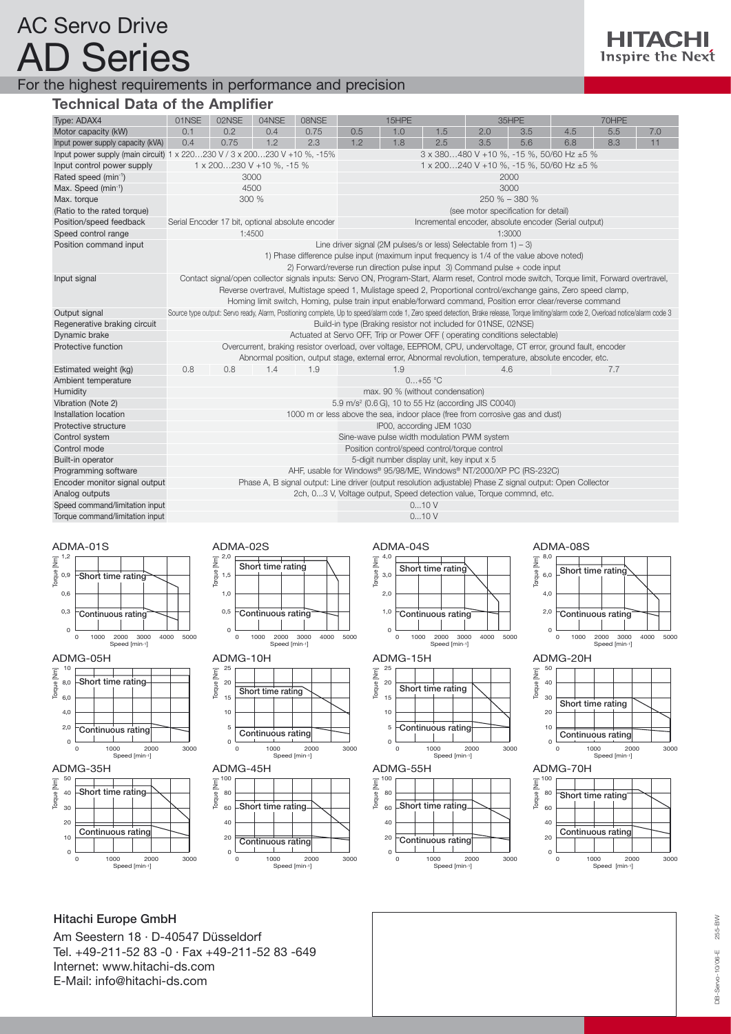# AC Servo Drive

# AD Series

For the highest requirements in performance and precision

### Technical Data of the Amplifier

| Type: ADAX4 | 01NSE | 02NSE | 04NSE | 08NSE | 15HPE | | | 35HPE | | 70HPE | | |
|---|---|---|---|---|---|---|---|---|---|---|---|---|
| Motor capacity (kW) | 0.1 | 0.2 | 0.4 | 0.75 | 0.5 | 1.0 | 1.5 | 2.0 | 3.5 | 4.5 | 5.5 | 7.0 |
| Input power supply capacity (kVA) | 0.4 | 0.75 | 1.2 | 2.3 | 1.2 | 1.8 | 2.5 | 3.5 | 5.6 | 6.8 | 8.3 | 11 |
| Input power supply (main circuit) | 1 x 220…230 V / 3 x 200…230 V +10 %, -15% | | | | 3 x 380…480 V +10 %, -15 %, 50/60 Hz ±5 % | | | | | | | |
| Input control power supply | 1 x 200…230 V +10 %, -15 % | | | | 1 x 200…240 V +10 %, -15 %, 50/60 Hz ±5 % | | | | | | | |
| Rated speed (min$^{-1}$) | 3000 | | | | 2000 | | | | | | | |
| Max. Speed (min$^{-1}$) | 4500 | | | | 3000 | | | | | | | |
| Max. torque | 300 % | | | | 250 % – 380 % | | | | | | | |
| (Ratio to the rated torque) | | | | | (see motor specification for detail) | | | | | | | |
| Position/speed feedback | Serial Encoder 17 bit, optional absolute encoder | | | | Incremental encoder, absolute encoder (Serial output) | | | | | | | |
| Speed control range | 1:4500 | | | | 1:3000 | | | | | | | |
| Position command input | Line driver signal (2M pulses/s or less) Selectable from 1) – 3) 1) Phase difference pulse input (maximum input frequency is 1/4 of the value above noted) 2) Forward/reverse run direction pulse input 3) Command pulse + code input | | | | | | | | | | | |
| Input signal | Contact signal/open collector signals inputs: Servo ON, Program-Start, Alarm reset, Control mode switch, Torque limit, Forward overtravel, Reverse overtravel, Multistage speed 1, Mulistage speed 2, Proportional control/exchange gains, Zero speed clamp, Homing limit switch, Homing, pulse train input enable/forward command, Position error clear/reverse command | | | | | | | | | | | |
| Output signal | Source type output: Servo ready, Alarm, Positioning complete, Up to speed/alarm code 1, Zero speed detection, Brake release, Torque limiting/alarm code 2, Overload notice/alarm code 3 | | | | | | | | | | | |
| Regenerative braking circuit | Build-in type (Braking resistor not included for 01NSE, 02NSE) | | | | | | | | | | | |
| Dynamic brake | Actuated at Servo OFF, Trip or Power OFF ( operating conditions selectable) | | | | | | | | | | | |
| Protective function | Overcurrent, braking resistor overload, over voltage, EEPROM, CPU, undervoltage, CT error, ground fault, encoder Abnormal position, output stage, external error, Abnormal revolution, temperature, absolute encoder, etc. | | | | | | | | | | | |
| Estimated weight (kg) | 0.8 | 0.8 | 1.4 | 1.9 | 1.9 | | | 4.6 | | 7.7 | | |
| Ambient temperature | 0…+55 °C | | | | | | | | | | | |
| Humidity | max. 90 % (without condensation) | | | | | | | | | | | |
| Vibration (Note 2) | 5.9 m/s² (0.6 G), 10 to 55 Hz (according JIS C0040) | | | | | | | | | | | |
| Installation location | 1000 m or less above the sea, indoor place (free from corrosive gas and dust) | | | | | | | | | | | |
| Protective structure | IP00, according JEM 1030 | | | | | | | | | | | |
| Control system | Sine-wave pulse width modulation PWM system | | | | | | | | | | | |
| Control mode | Position control/speed control/torque control | | | | | | | | | | | |
| Built-in operator | 5-digit number display unit, key input x 5 | | | | | | | | | | | |
| Programming software | AHF, usable for Windows® 95/98/ME, Windows® NT/2000/XP PC (RS-232C) | | | | | | | | | | | |
| Encoder monitor signal output | Phase A, B signal output: Line driver (output resolution adjustable) Phase Z signal output: Open Collector | | | | | | | | | | | |
| Analog outputs | 2ch, 0...3 V, Voltage output, Speed detection value, Torque commnd, etc. | | | | | | | | | | | |
| Speed command/limitation input | 0...10 V | | | | | | | | | | | |
| Torque command/limitation input | 0...10 V | | | | | | | | | | | |

ADMA-01S
Torque [Nm] 0 0,3 0,6 0,9 1,2
Short time rating
Continuous rating
0 1000 2000 3000 4000 5000 Speed [min-1]

ADMA-02S
Torque [Nm] 0 0,5 1,0 1,5 2,0
Short time rating
Continuous rating
0 1000 2000 3000 4000 5000 Speed [min-1]

ADMA-04S
Torque [Nm] 0 1,0 2,0 3,0 4,0
Short time rating
Continuous rating
0 1000 2000 3000 4000 5000 Speed [min-1]

ADMA-08S
Torque [Nm] 0 2,0 4,0 6,0 8,0
Short time rating
Continuous rating
0 1000 2000 3000 4000 5000 Speed [min-1]

ADMG-05H
Torque [Nm] 0 2,0 4,0 6,0 8,0 10
Short time rating
Continuous rating
0 1000 2000 3000 Speed [min-1]

ADMG-10H
Torque [Nm] 0 5 10 15 20 25
Short time rating
Continuous rating
0 1000 2000 3000 Speed [min-1]

ADMG-15H
Torque [Nm] 0 5 10 15 20 25
Short time rating
Continuous rating
0 1000 2000 3000 Speed [min-1]

ADMG-20H
Torque [Nm] 0 10 20 30 40 50
Short time rating
Continuous rating
0 1000 2000 3000 Speed [min-1]

ADMG-35H
Torque [Nm] 0 10 20 30 40 50
Short time rating
Continuous rating
0 1000 2000 3000 Speed [min-1]

ADMG-45H
Torque [Nm] 0 20 40 60 80 100
Short time rating
Continuous rating
0 1000 2000 3000 Speed [min-1]

ADMG-55H
Torque [Nm] 0 20 40 60 80 100
Short time rating
Continuous rating
0 1000 2000 3000 Speed [min-1]

ADMG-70H
Torque [Nm] 0 20 40 60 80 100
Short time rating
Continuous rating
0 1000 2000 3000 Speed [min-1]

### Hitachi Europe GmbH

Am Seestern 18 · D-40547 Düsseldorf
Tel. +49-211-52 83 -0 · Fax +49-211-52 83 -649
Internet: www.hitachi-ds.com
E-Mail: info@hitachi-ds.com

DB-Servo-10/06-E 255-BW